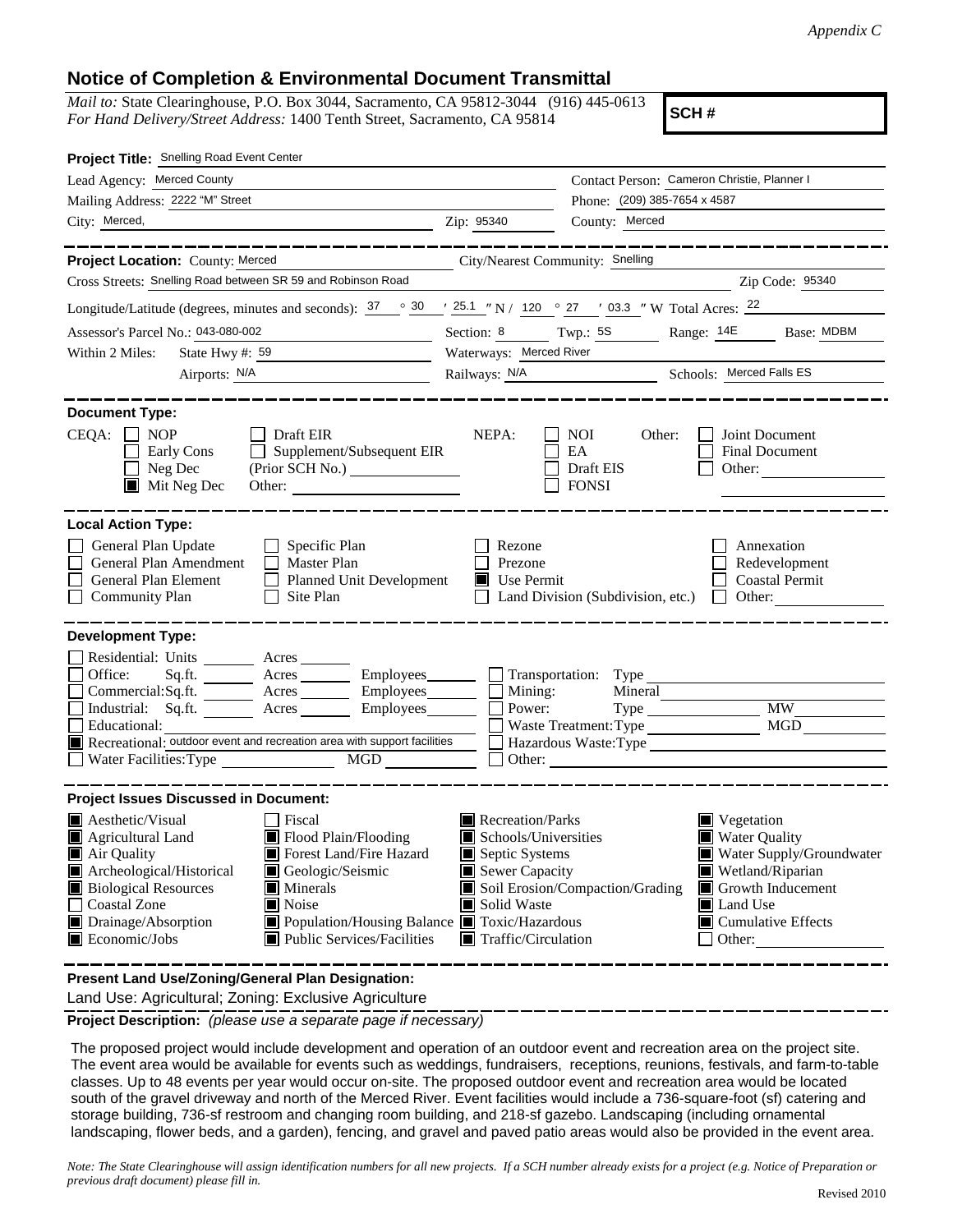*Appendix C*

# Notice of Completion & Environmental Document Transmittal

*Mail to:* State Clearinghouse, P.O. Box 3044, Sacramento, CA 95812-3044 (916) 445-0613
*For Hand Delivery/Street Address:* 1400 Tenth Street, Sacramento, CA 95814

**SCH #**

**Project Title:** Snelling Road Event Center

Lead Agency: Merced County
Contact Person: Cameron Christie, Planner I
Mailing Address: 2222 "M" Street
Phone: (209) 385-7654 x 4587
City: Merced, Zip: 95340 County: Merced

---

**Project Location:** County: Merced City/Nearest Community: Snelling
Cross Streets: Snelling Road between SR 59 and Robinson Road Zip Code: 95340
Longitude/Latitude (degrees, minutes and seconds): 37 ° 30 ′ 25.1 ″ N / 120 ° 27 ′ 03.3 ″ W Total Acres: 22
Assessor's Parcel No.: 043-080-002 Section: 8 Twp.: 5S Range: 14E Base: MDBM
Within 2 Miles: State Hwy #: 59 Waterways: Merced River
Airports: N/A Railways: N/A Schools: Merced Falls ES

---

**Document Type:**

CEQA:
- ☐ NOP
- ☐ Early Cons
- ☐ Neg Dec
- ☒ Mit Neg Dec
- ☐ Draft EIR
- ☐ Supplement/Subsequent EIR (Prior SCH No.)
- Other:

NEPA:
- ☐ NOI
- ☐ EA
- ☐ Draft EIS
- ☐ FONSI

Other:
- ☐ Joint Document
- ☐ Final Document
- ☐ Other:

---

**Local Action Type:**

- ☐ General Plan Update
- ☐ General Plan Amendment
- ☐ General Plan Element
- ☐ Community Plan
- ☐ Specific Plan
- ☐ Master Plan
- ☐ Planned Unit Development
- ☐ Site Plan
- ☐ Rezone
- ☐ Prezone
- ☒ Use Permit
- ☐ Land Division (Subdivision, etc.)
- ☐ Annexation
- ☐ Redevelopment
- ☐ Coastal Permit
- ☐ Other:

---

**Development Type:**

- ☐ Residential: Units ___ Acres ___
- ☐ Office: Sq.ft. ___ Acres ___ Employees ___
- ☐ Commercial: Sq.ft. ___ Acres ___ Employees ___
- ☐ Industrial: Sq.ft. ___ Acres ___ Employees ___
- ☐ Educational:
- ☒ Recreational: outdoor event and recreation area with support facilities
- ☐ Water Facilities: Type ___ MGD ___
- ☐ Transportation: Type
- ☐ Mining: Mineral
- ☐ Power: Type ___ MW
- ☐ Waste Treatment: Type ___ MGD
- ☐ Hazardous Waste: Type
- ☐ Other:

---

**Project Issues Discussed in Document:**

- ☒ Aesthetic/Visual
- ☒ Agricultural Land
- ☒ Air Quality
- ☒ Archeological/Historical
- ☒ Biological Resources
- ☐ Coastal Zone
- ☒ Drainage/Absorption
- ☒ Economic/Jobs
- ☐ Fiscal
- ☒ Flood Plain/Flooding
- ☒ Forest Land/Fire Hazard
- ☒ Geologic/Seismic
- ☒ Minerals
- ☒ Noise
- ☒ Population/Housing Balance
- ☒ Public Services/Facilities
- ☒ Recreation/Parks
- ☒ Schools/Universities
- ☒ Septic Systems
- ☒ Sewer Capacity
- ☒ Soil Erosion/Compaction/Grading
- ☒ Solid Waste
- ☒ Toxic/Hazardous
- ☒ Traffic/Circulation
- ☒ Vegetation
- ☒ Water Quality
- ☒ Water Supply/Groundwater
- ☒ Wetland/Riparian
- ☒ Growth Inducement
- ☒ Land Use
- ☒ Cumulative Effects
- ☐ Other:

---

**Present Land Use/Zoning/General Plan Designation:**

Land Use: Agricultural; Zoning: Exclusive Agriculture

**Project Description:** *(please use a separate page if necessary)*

The proposed project would include development and operation of an outdoor event and recreation area on the project site. The event area would be available for events such as weddings, fundraisers, receptions, reunions, festivals, and farm-to-table classes. Up to 48 events per year would occur on-site. The proposed outdoor event and recreation area would be located south of the gravel driveway and north of the Merced River. Event facilities would include a 736-square-foot (sf) catering and storage building, 736-sf restroom and changing room building, and 218-sf gazebo. Landscaping (including ornamental landscaping, flower beds, and a garden), fencing, and gravel and paved patio areas would also be provided in the event area.

*Note: The State Clearinghouse will assign identification numbers for all new projects. If a SCH number already exists for a project (e.g. Notice of Preparation or previous draft document) please fill in.*

Revised 2010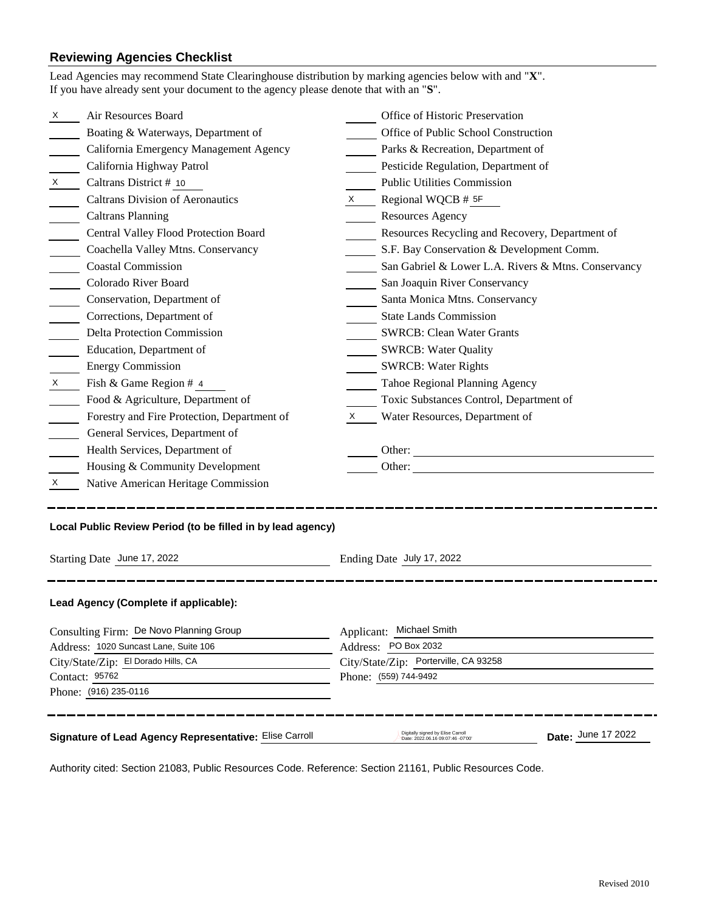## Reviewing Agencies Checklist

Lead Agencies may recommend State Clearinghouse distribution by marking agencies below with and "**X**".
If you have already sent your document to the agency please denote that with an "**S**".

| | | | |
|---|---|---|---|
| X | Air Resources Board | | Office of Historic Preservation |
| | Boating & Waterways, Department of | | Office of Public School Construction |
| | California Emergency Management Agency | | Parks & Recreation, Department of |
| | California Highway Patrol | | Pesticide Regulation, Department of |
| X | Caltrans District # 10 | | Public Utilities Commission |
| | Caltrans Division of Aeronautics | X | Regional WQCB # 5F |
| | Caltrans Planning | | Resources Agency |
| | Central Valley Flood Protection Board | | Resources Recycling and Recovery, Department of |
| | Coachella Valley Mtns. Conservancy | | S.F. Bay Conservation & Development Comm. |
| | Coastal Commission | | San Gabriel & Lower L.A. Rivers & Mtns. Conservancy |
| | Colorado River Board | | San Joaquin River Conservancy |
| | Conservation, Department of | | Santa Monica Mtns. Conservancy |
| | Corrections, Department of | | State Lands Commission |
| | Delta Protection Commission | | SWRCB: Clean Water Grants |
| | Education, Department of | | SWRCB: Water Quality |
| | Energy Commission | | SWRCB: Water Rights |
| X | Fish & Game Region # 4 | | Tahoe Regional Planning Agency |
| | Food & Agriculture, Department of | | Toxic Substances Control, Department of |
| | Forestry and Fire Protection, Department of | X | Water Resources, Department of |
| | General Services, Department of | | |
| | Health Services, Department of | | Other: |
| | Housing & Community Development | | Other: |
| X | Native American Heritage Commission | | |

---

### Local Public Review Period (to be filled in by lead agency)

Starting Date June 17, 2022 Ending Date July 17, 2022

---

### Lead Agency (Complete if applicable):

Consulting Firm: De Novo Planning Group
Address: 1020 Suncast Lane, Suite 106
City/State/Zip: El Dorado Hills, CA
Contact: 95762
Phone: (916) 235-0116

Applicant: Michael Smith
Address: PO Box 2032
City/State/Zip: Porterville, CA 93258
Phone: (559) 744-9492

---

**Signature of Lead Agency Representative:** Elise Carroll Digitally signed by Elise Carroll Date: 2022.06.16 09:07:46 -07'00' **Date:** June 17 2022

Authority cited: Section 21083, Public Resources Code. Reference: Section 21161, Public Resources Code.

Revised 2010